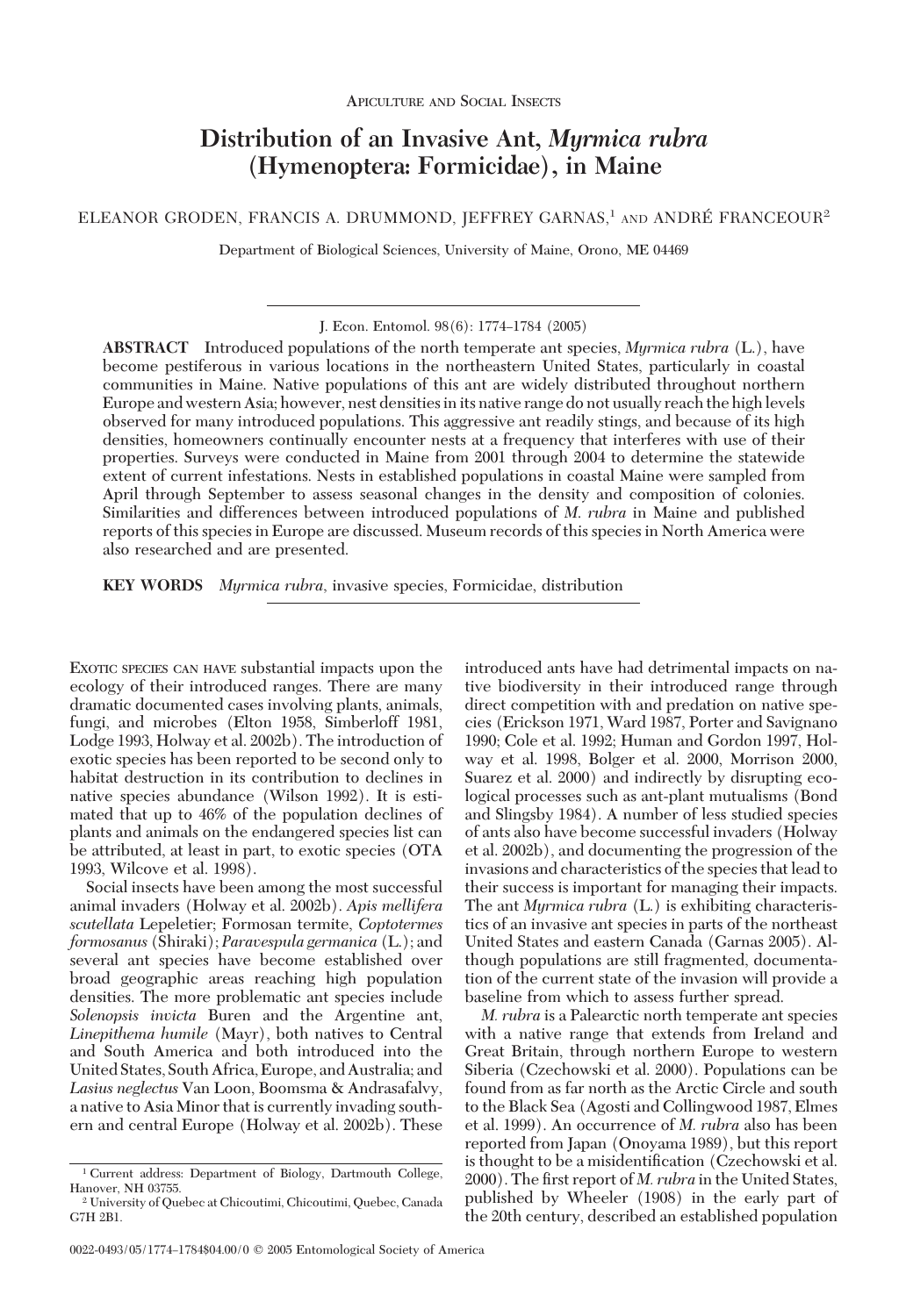Apiculture and Social Insects

# Distribution of an Invasive Ant, *Myrmica rubra* (Hymenoptera: Formicidae), in Maine

ELEANOR GRODEN, FRANCIS A. DRUMMOND, JEFFREY GARNAS,[1] AND ANDRÉ FRANCEOUR[2]

Department of Biological Sciences, University of Maine, Orono, ME 04469

J. Econ. Entomol. 98(6): 1774–1784 (2005)

**ABSTRACT** Introduced populations of the north temperate ant species, *Myrmica rubra* (L.), have become pestiferous in various locations in the northeastern United States, particularly in coastal communities in Maine. Native populations of this ant are widely distributed throughout northern Europe and western Asia; however, nest densities in its native range do not usually reach the high levels observed for many introduced populations. This aggressive ant readily stings, and because of its high densities, homeowners continually encounter nests at a frequency that interferes with use of their properties. Surveys were conducted in Maine from 2001 through 2004 to determine the statewide extent of current infestations. Nests in established populations in coastal Maine were sampled from April through September to assess seasonal changes in the density and composition of colonies. Similarities and differences between introduced populations of *M. rubra* in Maine and published reports of this species in Europe are discussed. Museum records of this species in North America were also researched and are presented.

**KEY WORDS** *Myrmica rubra*, invasive species, Formicidae, distribution

Exotic species can have substantial impacts upon the ecology of their introduced ranges. There are many dramatic documented cases involving plants, animals, fungi, and microbes (Elton 1958, Simberloff 1981, Lodge 1993, Holway et al. 2002b). The introduction of exotic species has been reported to be second only to habitat destruction in its contribution to declines in native species abundance (Wilson 1992). It is estimated that up to 46% of the population declines of plants and animals on the endangered species list can be attributed, at least in part, to exotic species (OTA 1993, Wilcove et al. 1998).

Social insects have been among the most successful animal invaders (Holway et al. 2002b). *Apis mellifera scutellata* Lepeletier; Formosan termite, *Coptotermes formosanus* (Shiraki); *Paravespula germanica* (L.); and several ant species have become established over broad geographic areas reaching high population densities. The more problematic ant species include *Solenopsis invicta* Buren and the Argentine ant, *Linepithema humile* (Mayr), both natives to Central and South America and both introduced into the United States, South Africa, Europe, and Australia; and *Lasius neglectus* Van Loon, Boomsma & Andrasafalvy, a native to Asia Minor that is currently invading southern and central Europe (Holway et al. 2002b). These introduced ants have had detrimental impacts on native biodiversity in their introduced range through direct competition with and predation on native species (Erickson 1971, Ward 1987, Porter and Savignano 1990; Cole et al. 1992; Human and Gordon 1997, Holway et al. 1998, Bolger et al. 2000, Morrison 2000, Suarez et al. 2000) and indirectly by disrupting ecological processes such as ant-plant mutualisms (Bond and Slingsby 1984). A number of less studied species of ants also have become successful invaders (Holway et al. 2002b), and documenting the progression of the invasions and characteristics of the species that lead to their success is important for managing their impacts. The ant *Myrmica rubra* (L.) is exhibiting characteristics of an invasive ant species in parts of the northeast United States and eastern Canada (Garnas 2005). Although populations are still fragmented, documentation of the current state of the invasion will provide a baseline from which to assess further spread.

*M. rubra* is a Palearctic north temperate ant species with a native range that extends from Ireland and Great Britain, through northern Europe to western Siberia (Czechowski et al. 2000). Populations can be found from as far north as the Arctic Circle and south to the Black Sea (Agosti and Collingwood 1987, Elmes et al. 1999). An occurrence of *M. rubra* also has been reported from Japan (Onoyama 1989), but this report is thought to be a misidentification (Czechowski et al. 2000). The first report of *M. rubra* in the United States, published by Wheeler (1908) in the early part of the 20th century, described an established population

[1] Current address: Department of Biology, Dartmouth College, Hanover, NH 03755.

[2] University of Quebec at Chicoutimi, Chicoutimi, Quebec, Canada G7H 2B1.

0022-0493/05/1774–1784$04.00/0 © 2005 Entomological Society of America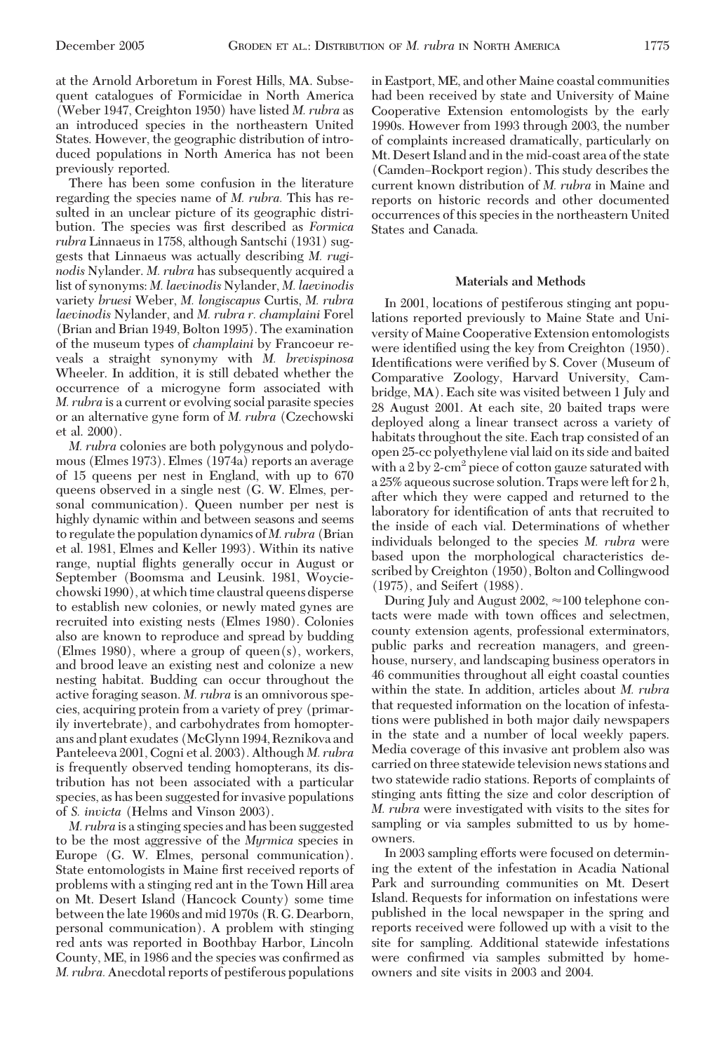at the Arnold Arboretum in Forest Hills, MA. Subsequent catalogues of Formicidae in North America (Weber 1947, Creighton 1950) have listed *M. rubra* as an introduced species in the northeastern United States. However, the geographic distribution of introduced populations in North America has not been previously reported.

There has been some confusion in the literature regarding the species name of *M. rubra.* This has resulted in an unclear picture of its geographic distribution. The species was first described as *Formica rubra* Linnaeus in 1758, although Santschi (1931) suggests that Linnaeus was actually describing *M. ruginodis* Nylander. *M. rubra* has subsequently acquired a list of synonyms: *M. laevinodis* Nylander, *M. laevinodis* variety *bruesi* Weber, *M. longiscapus* Curtis, *M. rubra laevinodis* Nylander, and *M. rubra r. champlaini* Forel (Brian and Brian 1949, Bolton 1995). The examination of the museum types of *champlaini* by Francoeur reveals a straight synonymy with *M. brevispinosa* Wheeler. In addition, it is still debated whether the occurrence of a microgyne form associated with *M. rubra* is a current or evolving social parasite species or an alternative gyne form of *M. rubra* (Czechowski et al. 2000).

*M. rubra* colonies are both polygynous and polydomous (Elmes 1973). Elmes (1974a) reports an average of 15 queens per nest in England, with up to 670 queens observed in a single nest (G. W. Elmes, personal communication). Queen number per nest is highly dynamic within and between seasons and seems to regulate the population dynamics of *M. rubra* (Brian et al. 1981, Elmes and Keller 1993). Within its native range, nuptial flights generally occur in August or September (Boomsma and Leusink. 1981, Woyciechowski 1990), at which time claustral queens disperse to establish new colonies, or newly mated gynes are recruited into existing nests (Elmes 1980). Colonies also are known to reproduce and spread by budding (Elmes 1980), where a group of queen(s), workers, and brood leave an existing nest and colonize a new nesting habitat. Budding can occur throughout the active foraging season. *M. rubra* is an omnivorous species, acquiring protein from a variety of prey (primarily invertebrate), and carbohydrates from homopterans and plant exudates (McGlynn 1994, Reznikova and Panteleeva 2001, Cogni et al. 2003). Although *M. rubra* is frequently observed tending homopterans, its distribution has not been associated with a particular species, as has been suggested for invasive populations of *S. invicta* (Helms and Vinson 2003).

*M. rubra* is a stinging species and has been suggested to be the most aggressive of the *Myrmica* species in Europe (G. W. Elmes, personal communication). State entomologists in Maine first received reports of problems with a stinging red ant in the Town Hill area on Mt. Desert Island (Hancock County) some time between the late 1960s and mid 1970s (R. G. Dearborn, personal communication). A problem with stinging red ants was reported in Boothbay Harbor, Lincoln County, ME, in 1986 and the species was confirmed as *M. rubra.* Anecdotal reports of pestiferous populations in Eastport, ME, and other Maine coastal communities had been received by state and University of Maine Cooperative Extension entomologists by the early 1990s. However from 1993 through 2003, the number of complaints increased dramatically, particularly on Mt. Desert Island and in the mid-coast area of the state (Camden–Rockport region). This study describes the current known distribution of *M. rubra* in Maine and reports on historic records and other documented occurrences of this species in the northeastern United States and Canada.

## Materials and Methods

In 2001, locations of pestiferous stinging ant populations reported previously to Maine State and University of Maine Cooperative Extension entomologists were identified using the key from Creighton (1950). Identifications were verified by S. Cover (Museum of Comparative Zoology, Harvard University, Cambridge, MA). Each site was visited between 1 July and 28 August 2001. At each site, 20 baited traps were deployed along a linear transect across a variety of habitats throughout the site. Each trap consisted of an open 25-cc polyethylene vial laid on its side and baited with a 2 by 2-$cm^2$ piece of cotton gauze saturated with a 25% aqueous sucrose solution. Traps were left for 2 h, after which they were capped and returned to the laboratory for identification of ants that recruited to the inside of each vial. Determinations of whether individuals belonged to the species *M. rubra* were based upon the morphological characteristics described by Creighton (1950), Bolton and Collingwood (1975), and Seifert (1988).

During July and August 2002, ≈100 telephone contacts were made with town offices and selectmen, county extension agents, professional exterminators, public parks and recreation managers, and greenhouse, nursery, and landscaping business operators in 46 communities throughout all eight coastal counties within the state. In addition, articles about *M. rubra* that requested information on the location of infestations were published in both major daily newspapers in the state and a number of local weekly papers. Media coverage of this invasive ant problem also was carried on three statewide television news stations and two statewide radio stations. Reports of complaints of stinging ants fitting the size and color description of *M. rubra* were investigated with visits to the sites for sampling or via samples submitted to us by homeowners.

In 2003 sampling efforts were focused on determining the extent of the infestation in Acadia National Park and surrounding communities on Mt. Desert Island. Requests for information on infestations were published in the local newspaper in the spring and reports received were followed up with a visit to the site for sampling. Additional statewide infestations were confirmed via samples submitted by homeowners and site visits in 2003 and 2004.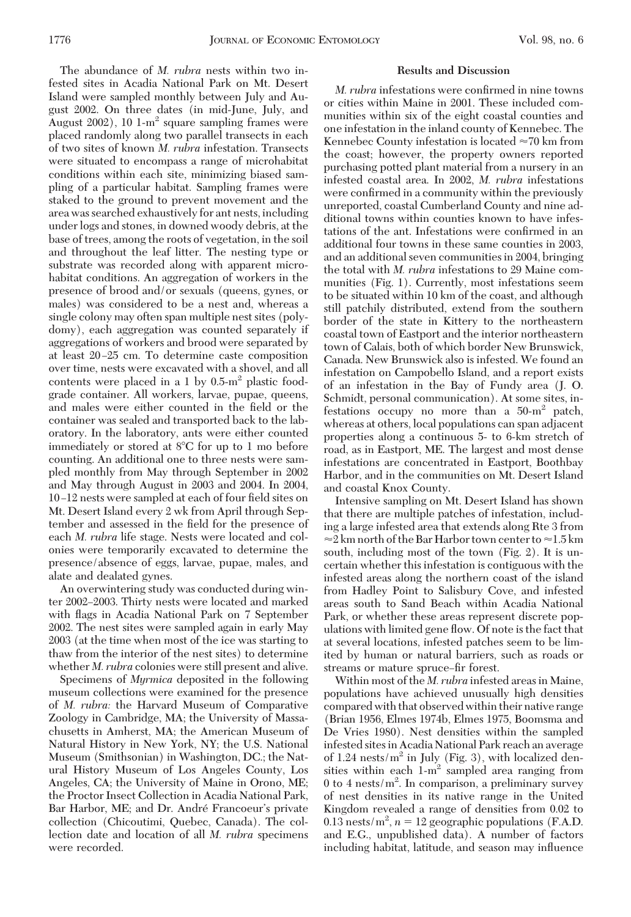The abundance of *M. rubra* nests within two infested sites in Acadia National Park on Mt. Desert Island were sampled monthly between July and August 2002. On three dates (in mid-June, July, and August 2002), 10 1-$m^2$ square sampling frames were placed randomly along two parallel transects in each of two sites of known *M. rubra* infestation. Transects were situated to encompass a range of microhabitat conditions within each site, minimizing biased sampling of a particular habitat. Sampling frames were staked to the ground to prevent movement and the area was searched exhaustively for ant nests, including under logs and stones, in downed woody debris, at the base of trees, among the roots of vegetation, in the soil and throughout the leaf litter. The nesting type or substrate was recorded along with apparent microhabitat conditions. An aggregation of workers in the presence of brood and/or sexuals (queens, gynes, or males) was considered to be a nest and, whereas a single colony may often span multiple nest sites (polydomy), each aggregation was counted separately if aggregations of workers and brood were separated by at least 20–25 cm. To determine caste composition over time, nests were excavated with a shovel, and all contents were placed in a 1 by 0.5-$m^2$ plastic food-grade container. All workers, larvae, pupae, queens, and males were either counted in the field or the container was sealed and transported back to the laboratory. In the laboratory, ants were either counted immediately or stored at 8°C for up to 1 mo before counting. An additional one to three nests were sampled monthly from May through September in 2002 and May through August in 2003 and 2004. In 2004, 10–12 nests were sampled at each of four field sites on Mt. Desert Island every 2 wk from April through September and assessed in the field for the presence of each *M. rubra* life stage. Nests were located and colonies were temporarily excavated to determine the presence/absence of eggs, larvae, pupae, males, and alate and dealated gynes.

An overwintering study was conducted during winter 2002–2003. Thirty nests were located and marked with flags in Acadia National Park on 7 September 2002. The nest sites were sampled again in early May 2003 (at the time when most of the ice was starting to thaw from the interior of the nest sites) to determine whether *M. rubra* colonies were still present and alive.

Specimens of *Myrmica* deposited in the following museum collections were examined for the presence of *M. rubra:* the Harvard Museum of Comparative Zoology in Cambridge, MA; the University of Massachusetts in Amherst, MA; the American Museum of Natural History in New York, NY; the U.S. National Museum (Smithsonian) in Washington, DC.; the Natural History Museum of Los Angeles County, Los Angeles, CA; the University of Maine in Orono, ME; the Proctor Insect Collection in Acadia National Park, Bar Harbor, ME; and Dr. André Francoeur's private collection (Chicoutimi, Quebec, Canada). The collection date and location of all *M. rubra* specimens were recorded.

## Results and Discussion

*M. rubra* infestations were confirmed in nine towns or cities within Maine in 2001. These included communities within six of the eight coastal counties and one infestation in the inland county of Kennebec. The Kennebec County infestation is located ≈70 km from the coast; however, the property owners reported purchasing potted plant material from a nursery in an infested coastal area. In 2002, *M. rubra* infestations were confirmed in a community within the previously unreported, coastal Cumberland County and nine additional towns within counties known to have infestations of the ant. Infestations were confirmed in an additional four towns in these same counties in 2003, and an additional seven communities in 2004, bringing the total with *M. rubra* infestations to 29 Maine communities (Fig. 1). Currently, most infestations seem to be situated within 10 km of the coast, and although still patchily distributed, extend from the southern border of the state in Kittery to the northeastern coastal town of Eastport and the interior northeastern town of Calais, both of which border New Brunswick, Canada. New Brunswick also is infested. We found an infestation on Campobello Island, and a report exists of an infestation in the Bay of Fundy area (J. O. Schmidt, personal communication). At some sites, infestations occupy no more than a 50-$m^2$ patch, whereas at others, local populations can span adjacent properties along a continuous 5- to 6-km stretch of road, as in Eastport, ME. The largest and most dense infestations are concentrated in Eastport, Boothbay Harbor, and in the communities on Mt. Desert Island and coastal Knox County.

Intensive sampling on Mt. Desert Island has shown that there are multiple patches of infestation, including a large infested area that extends along Rte 3 from ≈2 km north of the Bar Harbor town center to ≈1.5 km south, including most of the town (Fig. 2). It is uncertain whether this infestation is contiguous with the infested areas along the northern coast of the island from Hadley Point to Salisbury Cove, and infested areas south to Sand Beach within Acadia National Park, or whether these areas represent discrete populations with limited gene flow. Of note is the fact that at several locations, infested patches seem to be limited by human or natural barriers, such as roads or streams or mature spruce–fir forest.

Within most of the *M. rubra* infested areas in Maine, populations have achieved unusually high densities compared with that observed within their native range (Brian 1956, Elmes 1974b, Elmes 1975, Boomsma and De Vries 1980). Nest densities within the sampled infested sites in Acadia National Park reach an average of 1.24 nests/$m^2$ in July (Fig. 3), with localized densities within each 1-$m^2$ sampled area ranging from 0 to 4 nests/$m^2$. In comparison, a preliminary survey of nest densities in its native range in the United Kingdom revealed a range of densities from 0.02 to 0.13 nests/$m^2$, $n = 12$ geographic populations (F.A.D. and E.G., unpublished data). A number of factors including habitat, latitude, and season may influence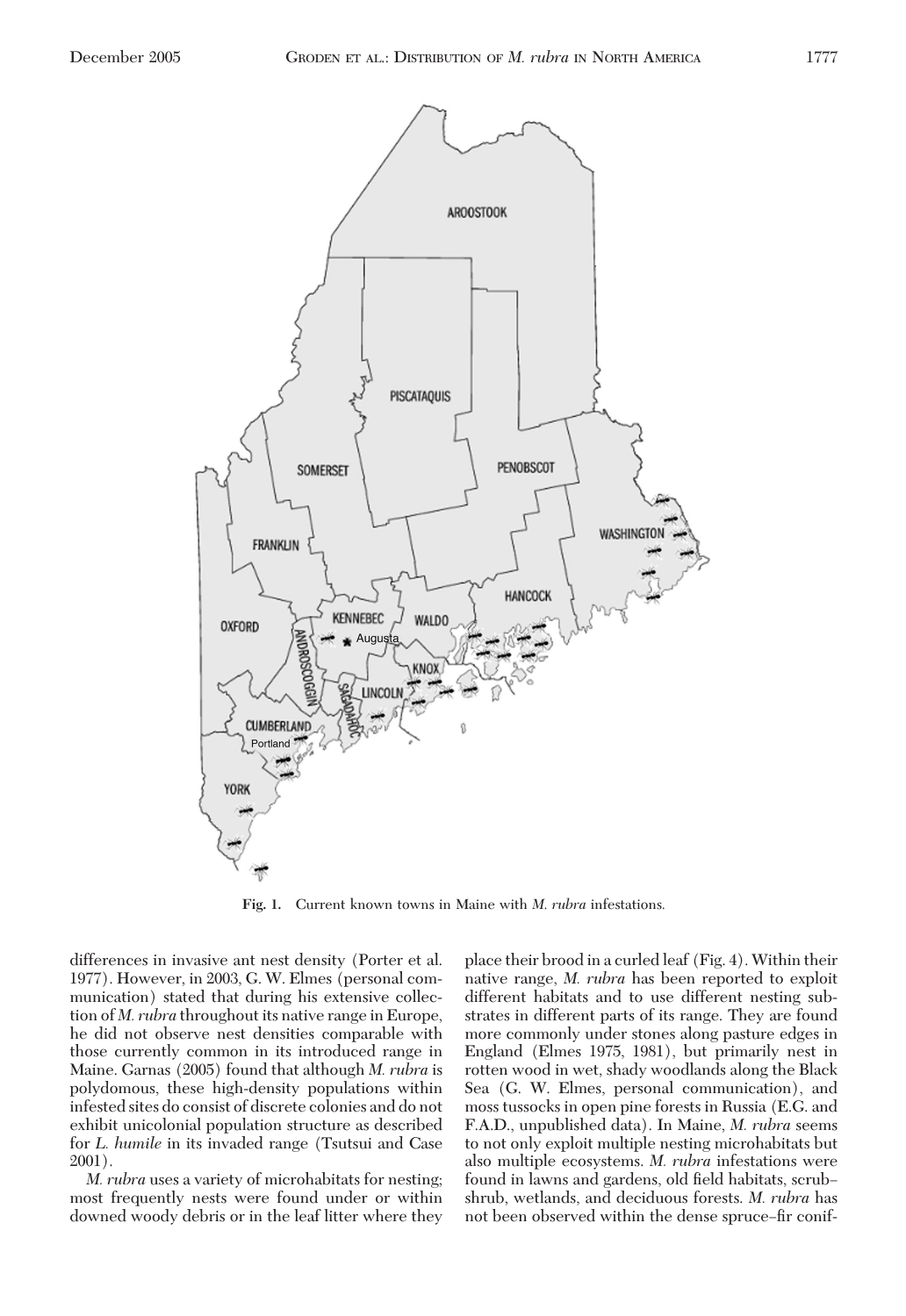Fig. 1. Current known towns in Maine with *M. rubra* infestations.

differences in invasive ant nest density (Porter et al. 1977). However, in 2003, G. W. Elmes (personal communication) stated that during his extensive collection of *M. rubra* throughout its native range in Europe, he did not observe nest densities comparable with those currently common in its introduced range in Maine. Garnas (2005) found that although *M. rubra* is polydomous, these high-density populations within infested sites do consist of discrete colonies and do not exhibit unicolonial population structure as described for *L. humile* in its invaded range (Tsutsui and Case 2001).

*M. rubra* uses a variety of microhabitats for nesting; most frequently nests were found under or within downed woody debris or in the leaf litter where they place their brood in a curled leaf (Fig. 4). Within their native range, *M. rubra* has been reported to exploit different habitats and to use different nesting substrates in different parts of its range. They are found more commonly under stones along pasture edges in England (Elmes 1975, 1981), but primarily nest in rotten wood in wet, shady woodlands along the Black Sea (G. W. Elmes, personal communication), and moss tussocks in open pine forests in Russia (E.G. and F.A.D., unpublished data). In Maine, *M. rubra* seems to not only exploit multiple nesting microhabitats but also multiple ecosystems. *M. rubra* infestations were found in lawns and gardens, old field habitats, scrub–shrub, wetlands, and deciduous forests. *M. rubra* has not been observed within the dense spruce–fir conif-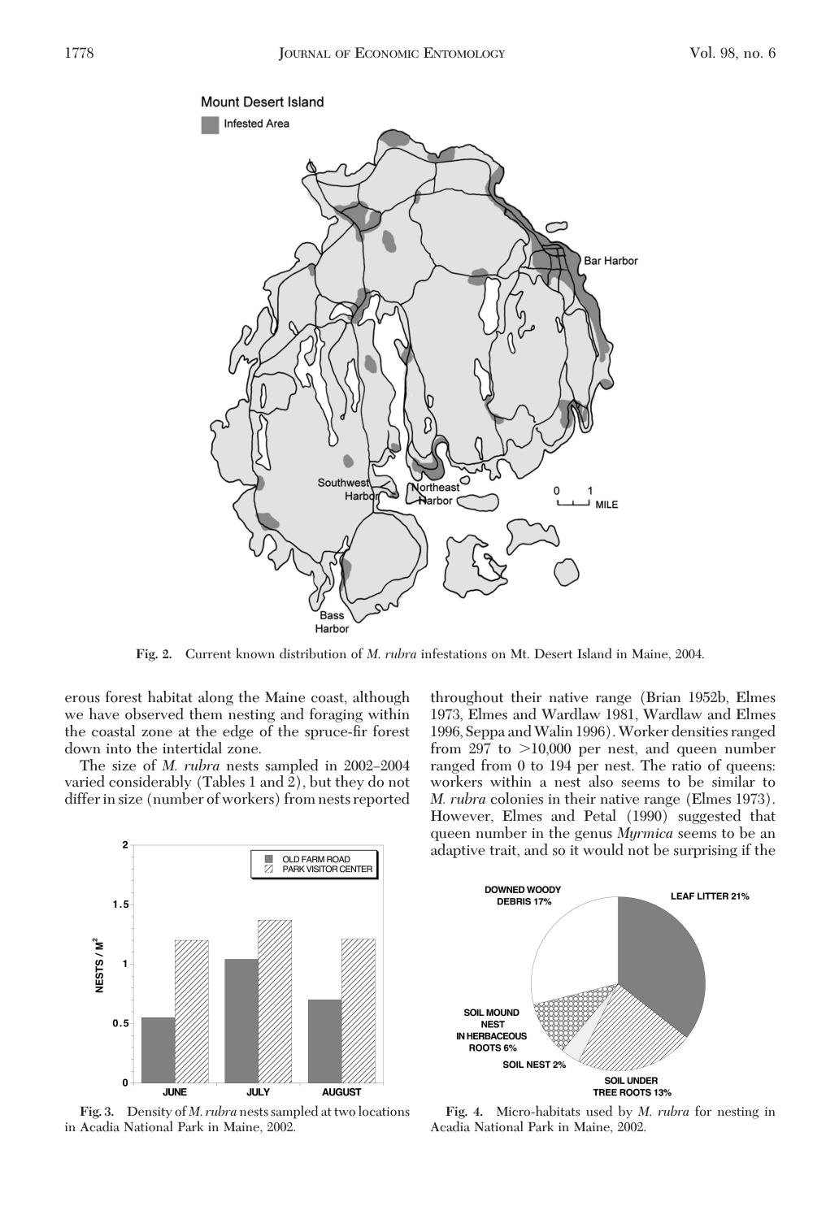Fig. 2. Current known distribution of *M. rubra* infestations on Mt. Desert Island in Maine, 2004.

erous forest habitat along the Maine coast, although we have observed them nesting and foraging within the coastal zone at the edge of the spruce-fir forest down into the intertidal zone.

The size of *M. rubra* nests sampled in 2002–2004 varied considerably (Tables 1 and 2), but they do not differ in size (number of workers) from nests reported throughout their native range (Brian 1952b, Elmes 1973, Elmes and Wardlaw 1981, Wardlaw and Elmes 1996, Seppa and Walin 1996). Worker densities ranged from 297 to >10,000 per nest, and queen number ranged from 0 to 194 per nest. The ratio of queens: workers within a nest also seems to be similar to *M. rubra* colonies in their native range (Elmes 1973). However, Elmes and Petal (1990) suggested that queen number in the genus *Myrmica* seems to be an adaptive trait, and so it would not be surprising if the

Fig. 3. Density of *M. rubra* nests sampled at two locations in Acadia National Park in Maine, 2002.

Fig. 4. Micro-habitats used by *M. rubra* for nesting in Acadia National Park in Maine, 2002.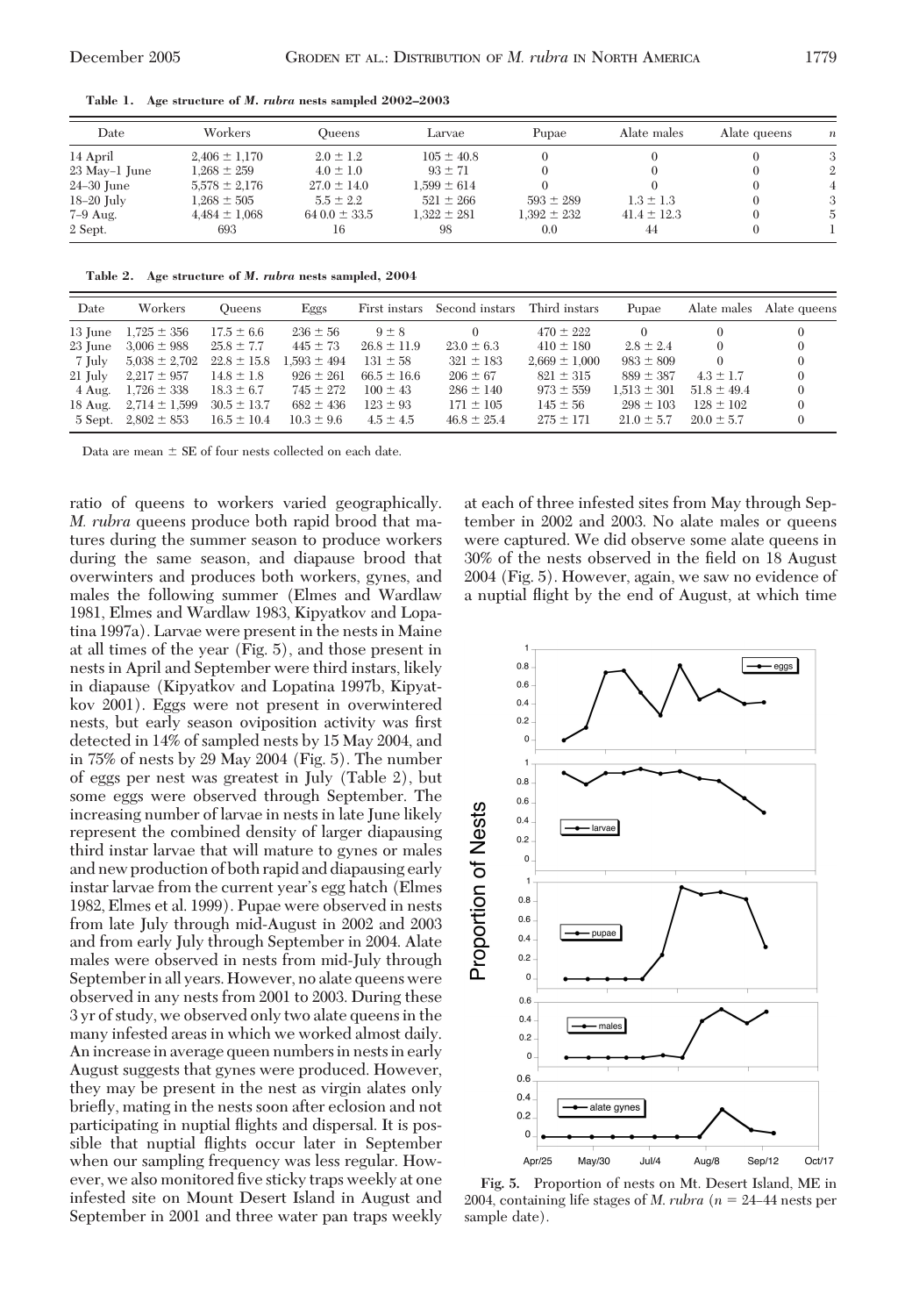**Table 1. Age structure of *M. rubra* nests sampled 2002–2003**

| Date | Workers | Queens | Larvae | Pupae | Alate males | Alate queens | *n* |
|---|---|---|---|---|---|---|---|
| 14 April | 2,406 ± 1,170 | 2.0 ± 1.2 | 105 ± 40.8 | 0 | 0 | 0 | 3 |
| 23 May–1 June | 1,268 ± 259 | 4.0 ± 1.0 | 93 ± 71 | 0 | 0 | 0 | 2 |
| 24–30 June | 5,578 ± 2,176 | 27.0 ± 14.0 | 1,599 ± 614 | 0 | 0 | 0 | 4 |
| 18–20 July | 1,268 ± 505 | 5.5 ± 2.2 | 521 ± 266 | 593 ± 289 | 1.3 ± 1.3 | 0 | 3 |
| 7–9 Aug. | 4,484 ± 1,068 | 64 0.0 ± 33.5 | 1,322 ± 281 | 1,392 ± 232 | 41.4 ± 12.3 | 0 | 5 |
| 2 Sept. | 693 | 16 | 98 | 0.0 | 44 | 0 | 1 |

**Table 2. Age structure of *M. rubra* nests sampled, 2004**

| Date | Workers | Queens | Eggs | First instars | Second instars | Third instars | Pupae | Alate males | Alate queens |
|---|---|---|---|---|---|---|---|---|---|
| 13 June | 1,725 ± 356 | 17.5 ± 6.6 | 236 ± 56 | 9 ± 8 | 0 | 470 ± 222 | 0 | 0 | 0 |
| 23 June | 3,006 ± 988 | 25.8 ± 7.7 | 445 ± 73 | 26.8 ± 11.9 | 23.0 ± 6.3 | 410 ± 180 | 2.8 ± 2.4 | 0 | 0 |
| 7 July | 5,038 ± 2,702 | 22.8 ± 15.8 | 1,593 ± 494 | 131 ± 58 | 321 ± 183 | 2,669 ± 1,000 | 983 ± 809 | 0 | 0 |
| 21 July | 2,217 ± 957 | 14.8 ± 1.8 | 926 ± 261 | 66.5 ± 16.6 | 206 ± 67 | 821 ± 315 | 889 ± 387 | 4.3 ± 1.7 | 0 |
| 4 Aug. | 1,726 ± 338 | 18.3 ± 6.7 | 745 ± 272 | 100 ± 43 | 286 ± 140 | 973 ± 559 | 1,513 ± 301 | 51.8 ± 49.4 | 0 |
| 18 Aug. | 2,714 ± 1,599 | 30.5 ± 13.7 | 682 ± 436 | 123 ± 93 | 171 ± 105 | 145 ± 56 | 298 ± 103 | 128 ± 102 | 0 |
| 5 Sept. | 2,802 ± 853 | 16.5 ± 10.4 | 10.3 ± 9.6 | 4.5 ± 4.5 | 46.8 ± 25.4 | 275 ± 171 | 21.0 ± 5.7 | 20.0 ± 5.7 | 0 |

Data are mean ± SE of four nests collected on each date.

ratio of queens to workers varied geographically. *M. rubra* queens produce both rapid brood that matures during the summer season to produce workers during the same season, and diapause brood that overwinters and produces both workers, gynes, and males the following summer (Elmes and Wardlaw 1981, Elmes and Wardlaw 1983, Kipyatkov and Lopatina 1997a). Larvae were present in the nests in Maine at all times of the year (Fig. 5), and those present in nests in April and September were third instars, likely in diapause (Kipyatkov and Lopatina 1997b, Kipyatkov 2001). Eggs were not present in overwintered nests, but early season oviposition activity was first detected in 14% of sampled nests by 15 May 2004, and in 75% of nests by 29 May 2004 (Fig. 5). The number of eggs per nest was greatest in July (Table 2), but some eggs were observed through September. The increasing number of larvae in nests in late June likely represent the combined density of larger diapausing third instar larvae that will mature to gynes or males and new production of both rapid and diapausing early instar larvae from the current year's egg hatch (Elmes 1982, Elmes et al. 1999). Pupae were observed in nests from late July through mid-August in 2002 and 2003 and from early July through September in 2004. Alate males were observed in nests from mid-July through September in all years. However, no alate queens were observed in any nests from 2001 to 2003. During these 3 yr of study, we observed only two alate queens in the many infested areas in which we worked almost daily. An increase in average queen numbers in nests in early August suggests that gynes were produced. However, they may be present in the nest as virgin alates only briefly, mating in the nests soon after eclosion and not participating in nuptial flights and dispersal. It is possible that nuptial flights occur later in September when our sampling frequency was less regular. However, we also monitored five sticky traps weekly at one infested site on Mount Desert Island in August and September in 2001 and three water pan traps weekly at each of three infested sites from May through September in 2002 and 2003. No alate males or queens were captured. We did observe some alate queens in 30% of the nests observed in the field on 18 August 2004 (Fig. 5). However, again, we saw no evidence of a nuptial flight by the end of August, at which time

Fig. 5. Proportion of nests on Mt. Desert Island, ME in 2004, containing life stages of *M. rubra* ($n$ = 24–44 nests per sample date).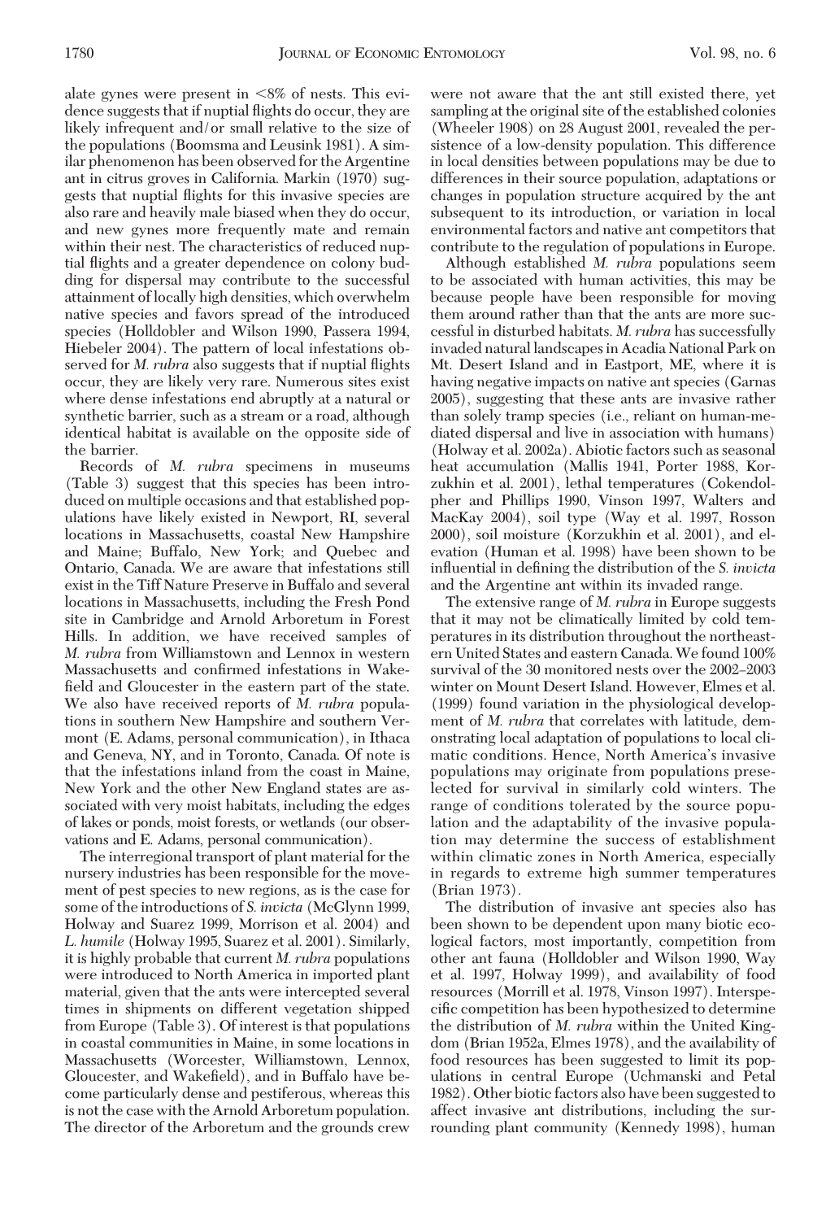alate gynes were present in <8% of nests. This evidence suggests that if nuptial flights do occur, they are likely infrequent and/or small relative to the size of the populations (Boomsma and Leusink 1981). A similar phenomenon has been observed for the Argentine ant in citrus groves in California. Markin (1970) suggests that nuptial flights for this invasive species are also rare and heavily male biased when they do occur, and new gynes more frequently mate and remain within their nest. The characteristics of reduced nuptial flights and a greater dependence on colony budding for dispersal may contribute to the successful attainment of locally high densities, which overwhelm native species and favors spread of the introduced species (Holldobler and Wilson 1990, Passera 1994, Hiebeler 2004). The pattern of local infestations observed for *M. rubra* also suggests that if nuptial flights occur, they are likely very rare. Numerous sites exist where dense infestations end abruptly at a natural or synthetic barrier, such as a stream or a road, although identical habitat is available on the opposite side of the barrier.

Records of *M. rubra* specimens in museums (Table 3) suggest that this species has been introduced on multiple occasions and that established populations have likely existed in Newport, RI, several locations in Massachusetts, coastal New Hampshire and Maine; Buffalo, New York; and Quebec and Ontario, Canada. We are aware that infestations still exist in the Tiff Nature Preserve in Buffalo and several locations in Massachusetts, including the Fresh Pond site in Cambridge and Arnold Arboretum in Forest Hills. In addition, we have received samples of *M. rubra* from Williamstown and Lennox in western Massachusetts and confirmed infestations in Wakefield and Gloucester in the eastern part of the state. We also have received reports of *M. rubra* populations in southern New Hampshire and southern Vermont (E. Adams, personal communication), in Ithaca and Geneva, NY, and in Toronto, Canada. Of note is that the infestations inland from the coast in Maine, New York and the other New England states are associated with very moist habitats, including the edges of lakes or ponds, moist forests, or wetlands (our observations and E. Adams, personal communication).

The interregional transport of plant material for the nursery industries has been responsible for the movement of pest species to new regions, as is the case for some of the introductions of *S. invicta* (McGlynn 1999, Holway and Suarez 1999, Morrison et al. 2004) and *L. humile* (Holway 1995, Suarez et al. 2001). Similarly, it is highly probable that current *M. rubra* populations were introduced to North America in imported plant material, given that the ants were intercepted several times in shipments on different vegetation shipped from Europe (Table 3). Of interest is that populations in coastal communities in Maine, in some locations in Massachusetts (Worcester, Williamstown, Lennox, Gloucester, and Wakefield), and in Buffalo have become particularly dense and pestiferous, whereas this is not the case with the Arnold Arboretum population. The director of the Arboretum and the grounds crew were not aware that the ant still existed there, yet sampling at the original site of the established colonies (Wheeler 1908) on 28 August 2001, revealed the persistence of a low-density population. This difference in local densities between populations may be due to differences in their source population, adaptations or changes in population structure acquired by the ant subsequent to its introduction, or variation in local environmental factors and native ant competitors that contribute to the regulation of populations in Europe.

Although established *M. rubra* populations seem to be associated with human activities, this may be because people have been responsible for moving them around rather than that the ants are more successful in disturbed habitats. *M. rubra* has successfully invaded natural landscapes in Acadia National Park on Mt. Desert Island and in Eastport, ME, where it is having negative impacts on native ant species (Garnas 2005), suggesting that these ants are invasive rather than solely tramp species (i.e., reliant on human-mediated dispersal and live in association with humans) (Holway et al. 2002a). Abiotic factors such as seasonal heat accumulation (Mallis 1941, Porter 1988, Korzukhin et al. 2001), lethal temperatures (Cokendolpher and Phillips 1990, Vinson 1997, Walters and MacKay 2004), soil type (Way et al. 1997, Rosson 2000), soil moisture (Korzukhin et al. 2001), and elevation (Human et al. 1998) have been shown to be influential in defining the distribution of the *S. invicta* and the Argentine ant within its invaded range.

The extensive range of *M. rubra* in Europe suggests that it may not be climatically limited by cold temperatures in its distribution throughout the northeastern United States and eastern Canada. We found 100% survival of the 30 monitored nests over the 2002–2003 winter on Mount Desert Island. However, Elmes et al. (1999) found variation in the physiological development of *M. rubra* that correlates with latitude, demonstrating local adaptation of populations to local climatic conditions. Hence, North America's invasive populations may originate from populations preselected for survival in similarly cold winters. The range of conditions tolerated by the source population and the adaptability of the invasive population may determine the success of establishment within climatic zones in North America, especially in regards to extreme high summer temperatures (Brian 1973).

The distribution of invasive ant species also has been shown to be dependent upon many biotic ecological factors, most importantly, competition from other ant fauna (Holldobler and Wilson 1990, Way et al. 1997, Holway 1999), and availability of food resources (Morrill et al. 1978, Vinson 1997). Interspecific competition has been hypothesized to determine the distribution of *M. rubra* within the United Kingdom (Brian 1952a, Elmes 1978), and the availability of food resources has been suggested to limit its populations in central Europe (Uchmanski and Petal 1982). Other biotic factors also have been suggested to affect invasive ant distributions, including the surrounding plant community (Kennedy 1998), human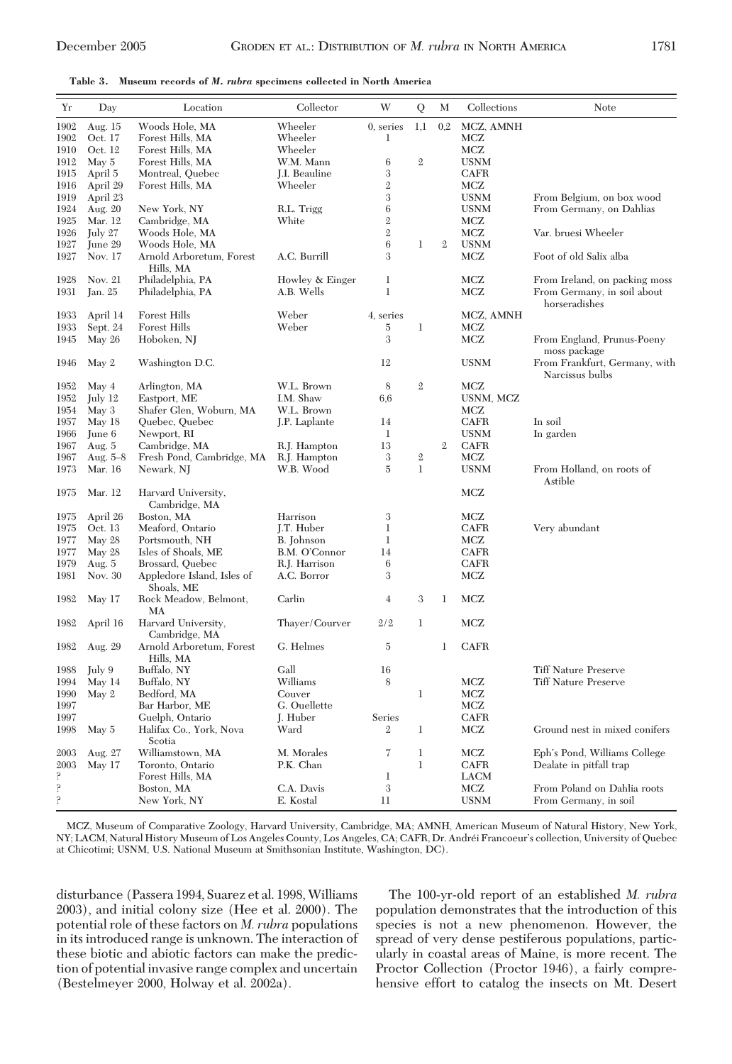**Table 3. Museum records of *M. rubra* specimens collected in North America**

| Yr | Day | Location | Collector | W | Q | M | Collections | Note |
|---|---|---|---|---|---|---|---|---|
| 1902 | Aug. 15 | Woods Hole, MA | Wheeler | 0, series | 1,1 | 0,2 | MCZ, AMNH | |
| 1902 | Oct. 17 | Forest Hills, MA | Wheeler | 1 | | | MCZ | |
| 1910 | Oct. 12 | Forest Hills, MA | Wheeler | | | | MCZ | |
| 1912 | May 5 | Forest Hills, MA | W.M. Mann | 6 | 2 | | USNM | |
| 1915 | April 5 | Montreal, Quebec | J.I. Beauline | 3 | | | CAFR | |
| 1916 | April 29 | Forest Hills, MA | Wheeler | 2 | | | MCZ | |
| 1919 | April 23 | | | 3 | | | USNM | From Belgium, on box wood |
| 1924 | Aug. 20 | New York, NY | R.L. Trigg | 6 | | | USNM | From Germany, on Dahlias |
| 1925 | Mar. 12 | Cambridge, MA | White | 2 | | | MCZ | |
| 1926 | July 27 | Woods Hole, MA | | 2 | | | MCZ | Var. bruesi Wheeler |
| 1927 | June 29 | Woods Hole, MA | | 6 | 1 | 2 | USNM | |
| 1927 | Nov. 17 | Arnold Arboretum, Forest Hills, MA | A.C. Burrill | 3 | | | MCZ | Foot of old Salix alba |
| 1928 | Nov. 21 | Philadelphia, PA | Howley & Einger | 1 | | | MCZ | From Ireland, on packing moss |
| 1931 | Jan. 25 | Philadelphia, PA | A.B. Wells | 1 | | | MCZ | From Germany, in soil about horseradishes |
| 1933 | April 14 | Forest Hills | Weber | 4, series | | | MCZ, AMNH | |
| 1933 | Sept. 24 | Forest Hills | Weber | 5 | 1 | | MCZ | |
| 1945 | May 26 | Hoboken, NJ | | 3 | | | MCZ | From England, Prunus-Poeny moss package |
| 1946 | May 2 | Washington D.C. | | 12 | | | USNM | From Frankfurt, Germany, with Narcissus bulbs |
| 1952 | May 4 | Arlington, MA | W.L. Brown | 8 | 2 | | MCZ | |
| 1952 | July 12 | Eastport, ME | I.M. Shaw | 6,6 | | | USNM, MCZ | |
| 1954 | May 3 | Shafer Glen, Woburn, MA | W.L. Brown | | | | MCZ | |
| 1957 | May 18 | Quebec, Quebec | J.P. Laplante | 14 | | | CAFR | In soil |
| 1966 | June 6 | Newport, RI | | 1 | | | USNM | In garden |
| 1967 | Aug. 5 | Cambridge, MA | R.J. Hampton | 13 | | 2 | CAFR | |
| 1967 | Aug. 5–8 | Fresh Pond, Cambridge, MA | R.J. Hampton | 3 | 2 | | MCZ | |
| 1973 | Mar. 16 | Newark, NJ | W.B. Wood | 5 | 1 | | USNM | From Holland, on roots of Astible |
| 1975 | Mar. 12 | Harvard University, Cambridge, MA | | | | | MCZ | |
| 1975 | April 26 | Boston, MA | Harrison | 3 | | | MCZ | |
| 1975 | Oct. 13 | Meaford, Ontario | J.T. Huber | 1 | | | CAFR | Very abundant |
| 1977 | May 28 | Portsmouth, NH | B. Johnson | 1 | | | MCZ | |
| 1977 | May 28 | Isles of Shoals, ME | B.M. O'Connor | 14 | | | CAFR | |
| 1979 | Aug. 5 | Brossard, Quebec | R.J. Harrison | 6 | | | CAFR | |
| 1981 | Nov. 30 | Appledore Island, Isles of Shoals, ME | A.C. Borror | 3 | | | MCZ | |
| 1982 | May 17 | Rock Meadow, Belmont, MA | Carlin | 4 | 3 | 1 | MCZ | |
| 1982 | April 16 | Harvard University, Cambridge, MA | Thayer/Courver | 2/2 | 1 | | MCZ | |
| 1982 | Aug. 29 | Arnold Arboretum, Forest Hills, MA | G. Helmes | 5 | | 1 | CAFR | |
| 1988 | July 9 | Buffalo, NY | Gall | 16 | | | | Tiff Nature Preserve |
| 1994 | May 14 | Buffalo, NY | Williams | 8 | | | MCZ | Tiff Nature Preserve |
| 1990 | May 2 | Bedford, MA | Couver | | 1 | | MCZ | |
| 1997 | | Bar Harbor, ME | G. Ouellette | | | | MCZ | |
| 1997 | | Guelph, Ontario | J. Huber | Series | | | CAFR | |
| 1998 | May 5 | Halifax Co., York, Nova Scotia | Ward | 2 | 1 | | MCZ | Ground nest in mixed conifers |
| 2003 | Aug. 27 | Williamstown, MA | M. Morales | 7 | 1 | | MCZ | Eph's Pond, Williams College |
| 2003 | May 17 | Toronto, Ontario | P.K. Chan | | 1 | | CAFR | Dealate in pitfall trap |
| ? | | Forest Hills, MA | | 1 | | | LACM | |
| ? | | Boston, MA | C.A. Davis | 3 | | | MCZ | From Poland on Dahlia roots |
| ? | | New York, NY | E. Kostal | 11 | | | USNM | From Germany, in soil |

MCZ, Museum of Comparative Zoology, Harvard University, Cambridge, MA; AMNH, American Museum of Natural History, New York, NY; LACM, Natural History Museum of Los Angeles County, Los Angeles, CA; CAFR, Dr. Andréi Francoeur's collection, University of Quebec at Chicotimi; USNM, U.S. National Museum at Smithsonian Institute, Washington, DC).

disturbance (Passera 1994, Suarez et al. 1998, Williams 2003), and initial colony size (Hee et al. 2000). The potential role of these factors on *M. rubra* populations in its introduced range is unknown. The interaction of these biotic and abiotic factors can make the prediction of potential invasive range complex and uncertain (Bestelmeyer 2000, Holway et al. 2002a).

The 100-yr-old report of an established *M. rubra* population demonstrates that the introduction of this species is not a new phenomenon. However, the spread of very dense pestiferous populations, particularly in coastal areas of Maine, is more recent. The Proctor Collection (Proctor 1946), a fairly comprehensive effort to catalog the insects on Mt. Desert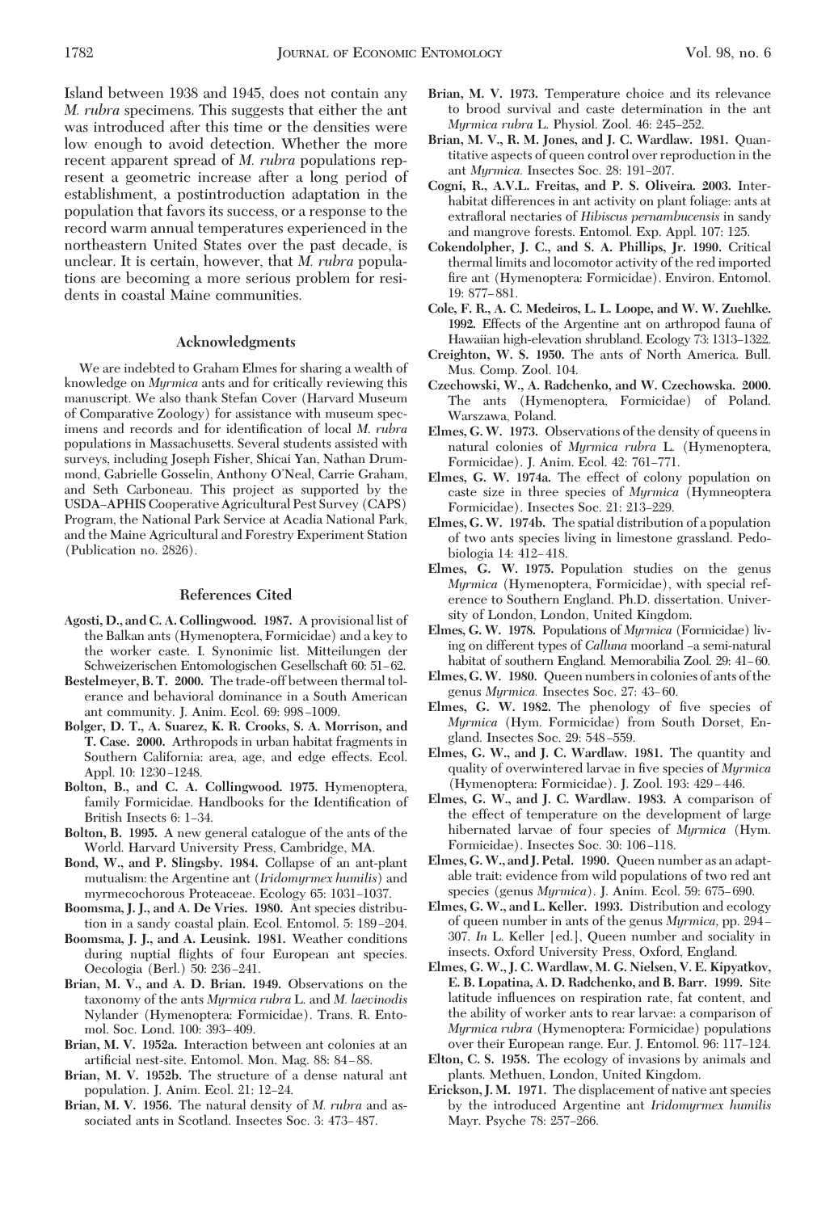Island between 1938 and 1945, does not contain any *M. rubra* specimens. This suggests that either the ant was introduced after this time or the densities were low enough to avoid detection. Whether the more recent apparent spread of *M. rubra* populations represent a geometric increase after a long period of establishment, a postintroduction adaptation in the population that favors its success, or a response to the record warm annual temperatures experienced in the northeastern United States over the past decade, is unclear. It is certain, however, that *M. rubra* populations are becoming a more serious problem for residents in coastal Maine communities.

## Acknowledgments

We are indebted to Graham Elmes for sharing a wealth of knowledge on *Myrmica* ants and for critically reviewing this manuscript. We also thank Stefan Cover (Harvard Museum of Comparative Zoology) for assistance with museum specimens and records and for identification of local *M. rubra* populations in Massachusetts. Several students assisted with surveys, including Joseph Fisher, Shicai Yan, Nathan Drummond, Gabrielle Gosselin, Anthony O'Neal, Carrie Graham, and Seth Carboneau. This project as supported by the USDA–APHIS Cooperative Agricultural Pest Survey (CAPS) Program, the National Park Service at Acadia National Park, and the Maine Agricultural and Forestry Experiment Station (Publication no. 2826).

## References Cited

**Agosti, D., and C. A. Collingwood. 1987.** A provisional list of the Balkan ants (Hymenoptera, Formicidae) and a key to the worker caste. I. Synonimic list. Mitteilungen der Schweizerischen Entomologischen Gesellschaft 60: 51–62.

**Bestelmeyer, B. T. 2000.** The trade-off between thermal tolerance and behavioral dominance in a South American ant community. J. Anim. Ecol. 69: 998–1009.

**Bolger, D. T., A. Suarez, K. R. Crooks, S. A. Morrison, and T. Case. 2000.** Arthropods in urban habitat fragments in Southern California: area, age, and edge effects. Ecol. Appl. 10: 1230–1248.

**Bolton, B., and C. A. Collingwood. 1975.** Hymenoptera, family Formicidae. Handbooks for the Identification of British Insects 6: 1–34.

**Bolton, B. 1995.** A new general catalogue of the ants of the World. Harvard University Press, Cambridge, MA.

**Bond, W., and P. Slingsby. 1984.** Collapse of an ant-plant mutualism: the Argentine ant (*Iridomyrmex humilis*) and myrmecochorous Proteaceae. Ecology 65: 1031–1037.

**Boomsma, J. J., and A. De Vries. 1980.** Ant species distribution in a sandy coastal plain. Ecol. Entomol. 5: 189–204.

**Boomsma, J. J., and A. Leusink. 1981.** Weather conditions during nuptial flights of four European ant species. Oecologia (Berl.) 50: 236–241.

**Brian, M. V., and A. D. Brian. 1949.** Observations on the taxonomy of the ants *Myrmica rubra* L. and *M. laevinodis* Nylander (Hymenoptera: Formicidae). Trans. R. Entomol. Soc. Lond. 100: 393–409.

**Brian, M. V. 1952a.** Interaction between ant colonies at an artificial nest-site. Entomol. Mon. Mag. 88: 84–88.

**Brian, M. V. 1952b.** The structure of a dense natural ant population. J. Anim. Ecol. 21: 12–24.

**Brian, M. V. 1956.** The natural density of *M. rubra* and associated ants in Scotland. Insectes Soc. 3: 473–487.

**Brian, M. V. 1973.** Temperature choice and its relevance to brood survival and caste determination in the ant *Myrmica rubra* L. Physiol. Zool. 46: 245–252.

**Brian, M. V., R. M. Jones, and J. C. Wardlaw. 1981.** Quantitative aspects of queen control over reproduction in the ant *Myrmica.* Insectes Soc. 28: 191–207.

**Cogni, R., A.V.L. Freitas, and P. S. Oliveira. 2003.** Interhabitat differences in ant activity on plant foliage: ants at extrafloral nectaries of *Hibiscus pernambucensis* in sandy and mangrove forests. Entomol. Exp. Appl. 107: 125.

**Cokendolpher, J. C., and S. A. Phillips, Jr. 1990.** Critical thermal limits and locomotor activity of the red imported fire ant (Hymenoptera: Formicidae). Environ. Entomol. 19: 877–881.

**Cole, F. R., A. C. Medeiros, L. L. Loope, and W. W. Zuehlke. 1992.** Effects of the Argentine ant on arthropod fauna of Hawaiian high-elevation shrubland. Ecology 73: 1313–1322.

**Creighton, W. S. 1950.** The ants of North America. Bull. Mus. Comp. Zool. 104.

**Czechowski, W., A. Radchenko, and W. Czechowska. 2000.** The ants (Hymenoptera, Formicidae) of Poland. Warszawa, Poland.

**Elmes, G. W. 1973.** Observations of the density of queens in natural colonies of *Myrmica rubra* L. (Hymenoptera, Formicidae). J. Anim. Ecol. 42: 761–771.

**Elmes, G. W. 1974a.** The effect of colony population on caste size in three species of *Myrmica* (Hymneoptera Formicidae). Insectes Soc. 21: 213–229.

**Elmes, G. W. 1974b.** The spatial distribution of a population of two ants species living in limestone grassland. Pedobiologia 14: 412–418.

**Elmes, G. W. 1975.** Population studies on the genus *Myrmica* (Hymenoptera, Formicidae), with special reference to Southern England. Ph.D. dissertation. University of London, London, United Kingdom.

**Elmes, G. W. 1978.** Populations of *Myrmica* (Formicidae) living on different types of *Calluna* moorland –a semi-natural habitat of southern England. Memorabilia Zool. 29: 41–60.

**Elmes, G. W. 1980.** Queen numbers in colonies of ants of the genus *Myrmica.* Insectes Soc. 27: 43–60.

**Elmes, G. W. 1982.** The phenology of five species of *Myrmica* (Hym. Formicidae) from South Dorset, England. Insectes Soc. 29: 548–559.

**Elmes, G. W., and J. C. Wardlaw. 1981.** The quantity and quality of overwintered larvae in five species of *Myrmica* (Hymenoptera: Formicidae). J. Zool. 193: 429–446.

**Elmes, G. W., and J. C. Wardlaw. 1983.** A comparison of the effect of temperature on the development of large hibernated larvae of four species of *Myrmica* (Hym. Formicidae). Insectes Soc. 30: 106–118.

**Elmes, G. W., and J. Petal. 1990.** Queen number as an adaptable trait: evidence from wild populations of two red ant species (genus *Myrmica*). J. Anim. Ecol. 59: 675–690.

**Elmes, G. W., and L. Keller. 1993.** Distribution and ecology of queen number in ants of the genus *Myrmica*, pp. 294–307. *In* L. Keller [ed.], Queen number and sociality in insects. Oxford University Press, Oxford, England.

**Elmes, G. W., J. C. Wardlaw, M. G. Nielsen, V. E. Kipyatkov, E. B. Lopatina, A. D. Radchenko, and B. Barr. 1999.** Site latitude influences on respiration rate, fat content, and the ability of worker ants to rear larvae: a comparison of *Myrmica rubra* (Hymenoptera: Formicidae) populations over their European range. Eur. J. Entomol. 96: 117–124.

**Elton, C. S. 1958.** The ecology of invasions by animals and plants. Methuen, London, United Kingdom.

**Erickson, J. M. 1971.** The displacement of native ant species by the introduced Argentine ant *Iridomyrmex humilis* Mayr. Psyche 78: 257–266.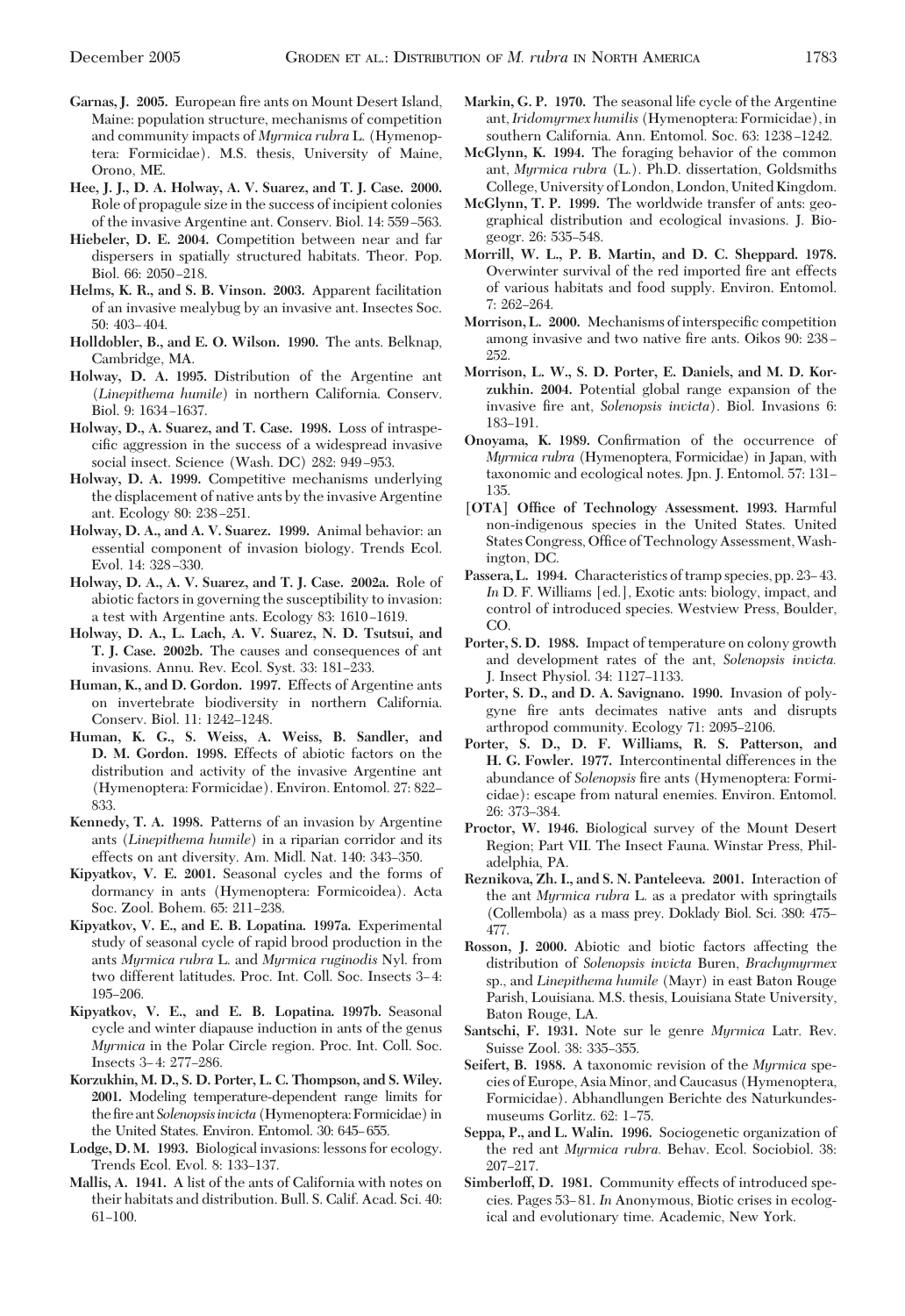**Garnas, J. 2005.** European fire ants on Mount Desert Island, Maine: population structure, mechanisms of competition and community impacts of *Myrmica rubra* L. (Hymenoptera: Formicidae). M.S. thesis, University of Maine, Orono, ME.

**Hee, J. J., D. A. Holway, A. V. Suarez, and T. J. Case. 2000.** Role of propagule size in the success of incipient colonies of the invasive Argentine ant. Conserv. Biol. 14: 559–563.

**Hiebeler, D. E. 2004.** Competition between near and far dispersers in spatially structured habitats. Theor. Pop. Biol. 66: 2050–218.

**Helms, K. R., and S. B. Vinson. 2003.** Apparent facilitation of an invasive mealybug by an invasive ant. Insectes Soc. 50: 403–404.

**Holldobler, B., and E. O. Wilson. 1990.** The ants. Belknap, Cambridge, MA.

**Holway, D. A. 1995.** Distribution of the Argentine ant (*Linepithema humile*) in northern California. Conserv. Biol. 9: 1634–1637.

**Holway, D., A. Suarez, and T. Case. 1998.** Loss of intraspecific aggression in the success of a widespread invasive social insect. Science (Wash. DC) 282: 949–953.

**Holway, D. A. 1999.** Competitive mechanisms underlying the displacement of native ants by the invasive Argentine ant. Ecology 80: 238–251.

**Holway, D. A., and A. V. Suarez. 1999.** Animal behavior: an essential component of invasion biology. Trends Ecol. Evol. 14: 328–330.

**Holway, D. A., A. V. Suarez, and T. J. Case. 2002a.** Role of abiotic factors in governing the susceptibility to invasion: a test with Argentine ants. Ecology 83: 1610–1619.

**Holway, D. A., L. Lach, A. V. Suarez, N. D. Tsutsui, and T. J. Case. 2002b.** The causes and consequences of ant invasions. Annu. Rev. Ecol. Syst. 33: 181–233.

**Human, K., and D. Gordon. 1997.** Effects of Argentine ants on invertebrate biodiversity in northern California. Conserv. Biol. 11: 1242–1248.

**Human, K. G., S. Weiss, A. Weiss, B. Sandler, and D. M. Gordon. 1998.** Effects of abiotic factors on the distribution and activity of the invasive Argentine ant (Hymenoptera: Formicidae). Environ. Entomol. 27: 822–833.

**Kennedy, T. A. 1998.** Patterns of an invasion by Argentine ants (*Linepithema humile*) in a riparian corridor and its effects on ant diversity. Am. Midl. Nat. 140: 343–350.

**Kipyatkov, V. E. 2001.** Seasonal cycles and the forms of dormancy in ants (Hymenoptera: Formicoidea). Acta Soc. Zool. Bohem. 65: 211–238.

**Kipyatkov, V. E., and E. B. Lopatina. 1997a.** Experimental study of seasonal cycle of rapid brood production in the ants *Myrmica rubra* L. and *Myrmica ruginodis* Nyl. from two different latitudes. Proc. Int. Coll. Soc. Insects 3–4: 195–206.

**Kipyatkov, V. E., and E. B. Lopatina. 1997b.** Seasonal cycle and winter diapause induction in ants of the genus *Myrmica* in the Polar Circle region. Proc. Int. Coll. Soc. Insects 3–4: 277–286.

**Korzukhin, M. D., S. D. Porter, L. C. Thompson, and S. Wiley. 2001.** Modeling temperature-dependent range limits for the fire ant *Solenopsis invicta* (Hymenoptera: Formicidae) in the United States. Environ. Entomol. 30: 645–655.

**Lodge, D. M. 1993.** Biological invasions: lessons for ecology. Trends Ecol. Evol. 8: 133–137.

**Mallis, A. 1941.** A list of the ants of California with notes on their habitats and distribution. Bull. S. Calif. Acad. Sci. 40: 61–100.

**Markin, G. P. 1970.** The seasonal life cycle of the Argentine ant, *Iridomyrmex humilis* (Hymenoptera: Formicidae), in southern California. Ann. Entomol. Soc. 63: 1238–1242.

**McGlynn, K. 1994.** The foraging behavior of the common ant, *Myrmica rubra* (L.). Ph.D. dissertation, Goldsmiths College, University of London, London, United Kingdom.

**McGlynn, T. P. 1999.** The worldwide transfer of ants: geographical distribution and ecological invasions. J. Biogeogr. 26: 535–548.

**Morrill, W. L., P. B. Martin, and D. C. Sheppard. 1978.** Overwinter survival of the red imported fire ant effects of various habitats and food supply. Environ. Entomol. 7: 262–264.

**Morrison, L. 2000.** Mechanisms of interspecific competition among invasive and two native fire ants. Oikos 90: 238–252.

**Morrison, L. W., S. D. Porter, E. Daniels, and M. D. Korzukhin. 2004.** Potential global range expansion of the invasive fire ant, *Solenopsis invicta*). Biol. Invasions 6: 183–191.

**Onoyama, K. 1989.** Confirmation of the occurrence of *Myrmica rubra* (Hymenoptera, Formicidae) in Japan, with taxonomic and ecological notes. Jpn. J. Entomol. 57: 131–135.

**[OTA] Office of Technology Assessment. 1993.** Harmful non-indigenous species in the United States. United States Congress, Office of Technology Assessment, Washington, DC.

**Passera, L. 1994.** Characteristics of tramp species, pp. 23–43. *In* D. F. Williams [ed.], Exotic ants: biology, impact, and control of introduced species. Westview Press, Boulder, CO.

**Porter, S. D. 1988.** Impact of temperature on colony growth and development rates of the ant, *Solenopsis invicta*. J. Insect Physiol. 34: 1127–1133.

**Porter, S. D., and D. A. Savignano. 1990.** Invasion of polygyne fire ants decimates native ants and disrupts arthropod community. Ecology 71: 2095–2106.

**Porter, S. D., D. F. Williams, R. S. Patterson, and H. G. Fowler. 1977.** Intercontinental differences in the abundance of *Solenopsis* fire ants (Hymenoptera: Formicidae): escape from natural enemies. Environ. Entomol. 26: 373–384.

**Proctor, W. 1946.** Biological survey of the Mount Desert Region; Part VII. The Insect Fauna. Winstar Press, Philadelphia, PA.

**Reznikova, Zh. I., and S. N. Panteleeva. 2001.** Interaction of the ant *Myrmica rubra* L. as a predator with springtails (Collembola) as a mass prey. Doklady Biol. Sci. 380: 475–477.

**Rosson, J. 2000.** Abiotic and biotic factors affecting the distribution of *Solenopsis invicta* Buren, *Brachymyrmex* sp., and *Linepithema humile* (Mayr) in east Baton Rouge Parish, Louisiana. M.S. thesis, Louisiana State University, Baton Rouge, LA.

**Santschi, F. 1931.** Note sur le genre *Myrmica* Latr. Rev. Suisse Zool. 38: 335–355.

**Seifert, B. 1988.** A taxonomic revision of the *Myrmica* species of Europe, Asia Minor, and Caucasus (Hymenoptera, Formicidae). Abhandlungen Berichte des Naturkundesmuseums Gorlitz. 62: 1–75.

**Seppa, P., and L. Walin. 1996.** Sociogenetic organization of the red ant *Myrmica rubra*. Behav. Ecol. Sociobiol. 38: 207–217.

**Simberloff, D. 1981.** Community effects of introduced species. Pages 53–81. *In* Anonymous, Biotic crises in ecological and evolutionary time. Academic, New York.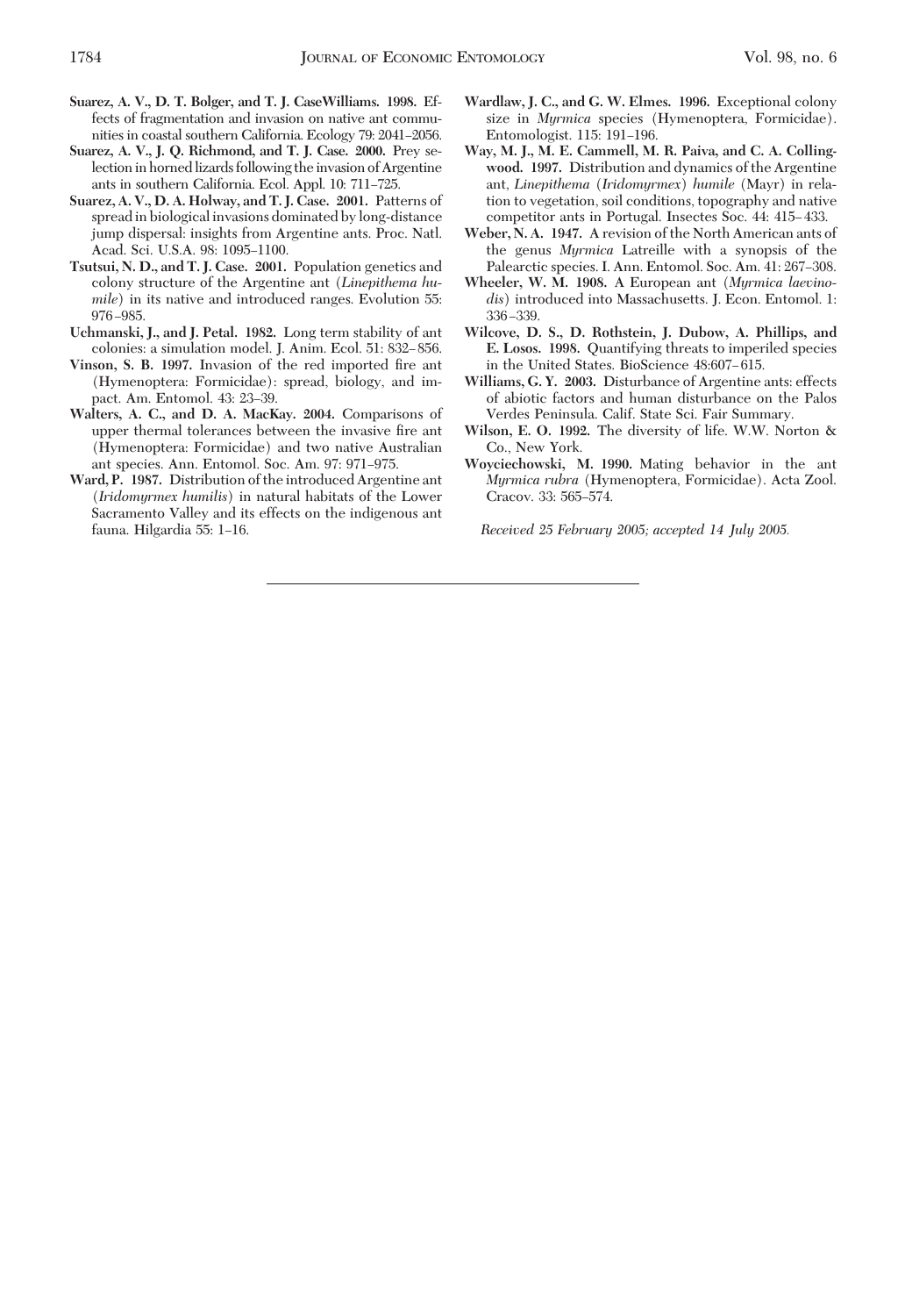**Suarez, A. V., D. T. Bolger, and T. J. CaseWilliams. 1998.** Effects of fragmentation and invasion on native ant communities in coastal southern California. Ecology 79: 2041–2056.

**Suarez, A. V., J. Q. Richmond, and T. J. Case. 2000.** Prey selection in horned lizards following the invasion of Argentine ants in southern California. Ecol. Appl. 10: 711–725.

**Suarez, A. V., D. A. Holway, and T. J. Case. 2001.** Patterns of spread in biological invasions dominated by long-distance jump dispersal: insights from Argentine ants. Proc. Natl. Acad. Sci. U.S.A. 98: 1095–1100.

**Tsutsui, N. D., and T. J. Case. 2001.** Population genetics and colony structure of the Argentine ant (*Linepithema humile*) in its native and introduced ranges. Evolution 55: 976–985.

**Uchmanski, J., and J. Petal. 1982.** Long term stability of ant colonies: a simulation model. J. Anim. Ecol. 51: 832–856.

**Vinson, S. B. 1997.** Invasion of the red imported fire ant (Hymenoptera: Formicidae): spread, biology, and impact. Am. Entomol. 43: 23–39.

**Walters, A. C., and D. A. MacKay. 2004.** Comparisons of upper thermal tolerances between the invasive fire ant (Hymenoptera: Formicidae) and two native Australian ant species. Ann. Entomol. Soc. Am. 97: 971–975.

**Ward, P. 1987.** Distribution of the introduced Argentine ant (*Iridomyrmex humilis*) in natural habitats of the Lower Sacramento Valley and its effects on the indigenous ant fauna. Hilgardia 55: 1–16.

**Wardlaw, J. C., and G. W. Elmes. 1996.** Exceptional colony size in *Myrmica* species (Hymenoptera, Formicidae). Entomologist. 115: 191–196.

**Way, M. J., M. E. Cammell, M. R. Paiva, and C. A. Collingwood. 1997.** Distribution and dynamics of the Argentine ant, *Linepithema* (*Iridomyrmex*) *humile* (Mayr) in relation to vegetation, soil conditions, topography and native competitor ants in Portugal. Insectes Soc. 44: 415–433.

**Weber, N. A. 1947.** A revision of the North American ants of the genus *Myrmica* Latreille with a synopsis of the Palearctic species. I. Ann. Entomol. Soc. Am. 41: 267–308.

**Wheeler, W. M. 1908.** A European ant (*Myrmica laevinodis*) introduced into Massachusetts. J. Econ. Entomol. 1: 336–339.

**Wilcove, D. S., D. Rothstein, J. Dubow, A. Phillips, and E. Losos. 1998.** Quantifying threats to imperiled species in the United States. BioScience 48:607–615.

**Williams, G. Y. 2003.** Disturbance of Argentine ants: effects of abiotic factors and human disturbance on the Palos Verdes Peninsula. Calif. State Sci. Fair Summary.

**Wilson, E. O. 1992.** The diversity of life. W.W. Norton & Co., New York.

**Woyciechowski, M. 1990.** Mating behavior in the ant *Myrmica rubra* (Hymenoptera, Formicidae). Acta Zool. Cracov. 33: 565–574.

*Received 25 February 2005; accepted 14 July 2005.*